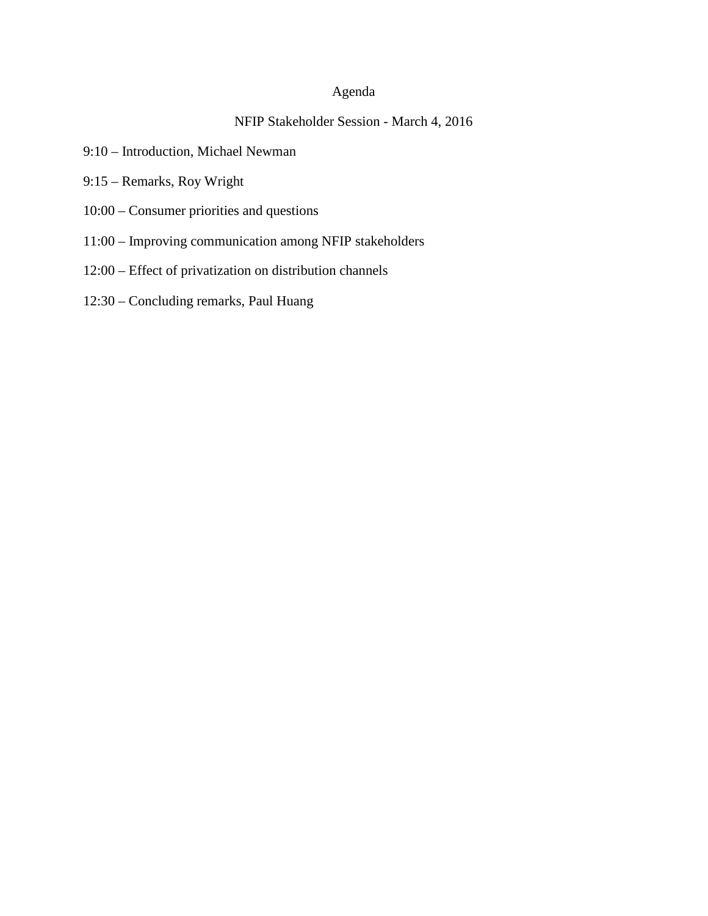# Agenda

## NFIP Stakeholder Session - March 4, 2016

9:10 – Introduction, Michael Newman

9:15 – Remarks, Roy Wright

10:00 – Consumer priorities and questions

11:00 – Improving communication among NFIP stakeholders

12:00 – Effect of privatization on distribution channels

12:30 – Concluding remarks, Paul Huang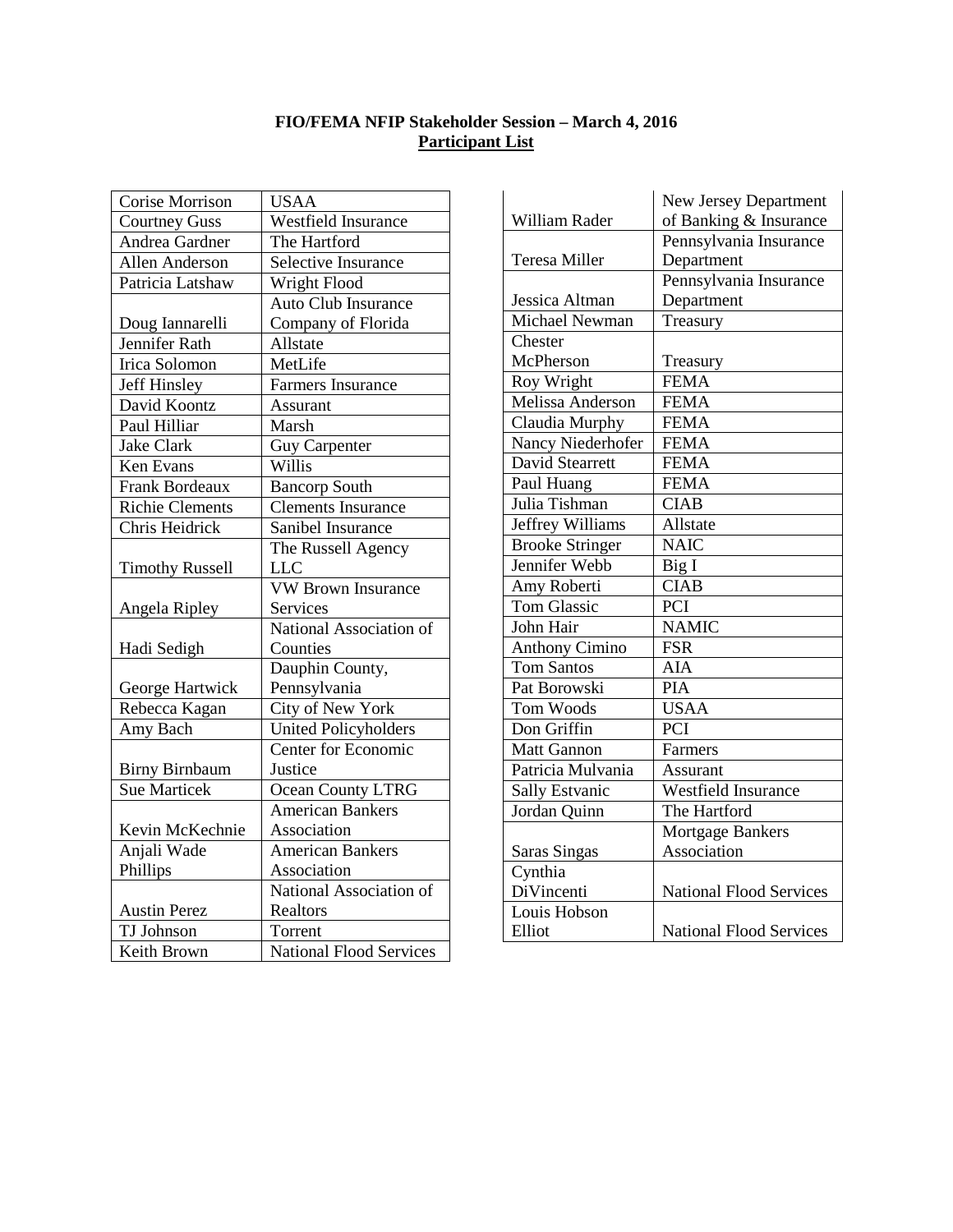**FIO/FEMA NFIP Stakeholder Session – March 4, 2016**
**Participant List**

| Name | Organization |
|---|---|
| Corise Morrison | USAA |
| Courtney Guss | Westfield Insurance |
| Andrea Gardner | The Hartford |
| Allen Anderson | Selective Insurance |
| Patricia Latshaw | Wright Flood |
| Doug Iannarelli | Auto Club Insurance Company of Florida |
| Jennifer Rath | Allstate |
| Irica Solomon | MetLife |
| Jeff Hinsley | Farmers Insurance |
| David Koontz | Assurant |
| Paul Hilliar | Marsh |
| Jake Clark | Guy Carpenter |
| Ken Evans | Willis |
| Frank Bordeaux | Bancorp South |
| Richie Clements | Clements Insurance |
| Chris Heidrick | Sanibel Insurance |
| Timothy Russell | The Russell Agency LLC |
| Angela Ripley | VW Brown Insurance Services |
| Hadi Sedigh | National Association of Counties |
| George Hartwick | Dauphin County, Pennsylvania |
| Rebecca Kagan | City of New York |
| Amy Bach | United Policyholders |
| Birny Birnbaum | Center for Economic Justice |
| Sue Marticek | Ocean County LTRG |
| Kevin McKechnie | American Bankers Association |
| Anjali Wade Phillips | American Bankers Association |
| Austin Perez | National Association of Realtors |
| TJ Johnson | Torrent |
| Keith Brown | National Flood Services |
| William Rader | New Jersey Department of Banking & Insurance |
| Teresa Miller | Pennsylvania Insurance Department |
| Jessica Altman | Pennsylvania Insurance Department |
| Michael Newman | Treasury |
| Chester McPherson | Treasury |
| Roy Wright | FEMA |
| Melissa Anderson | FEMA |
| Claudia Murphy | FEMA |
| Nancy Niederhofer | FEMA |
| David Stearrett | FEMA |
| Paul Huang | FEMA |
| Julia Tishman | CIAB |
| Jeffrey Williams | Allstate |
| Brooke Stringer | NAIC |
| Jennifer Webb | Big I |
| Amy Roberti | CIAB |
| Tom Glassic | PCI |
| John Hair | NAMIC |
| Anthony Cimino | FSR |
| Tom Santos | AIA |
| Pat Borowski | PIA |
| Tom Woods | USAA |
| Don Griffin | PCI |
| Matt Gannon | Farmers |
| Patricia Mulvania | Assurant |
| Sally Estvanic | Westfield Insurance |
| Jordan Quinn | The Hartford |
| Saras Singas | Mortgage Bankers Association |
| Cynthia DiVincenti | National Flood Services |
| Louis Hobson Elliot | National Flood Services |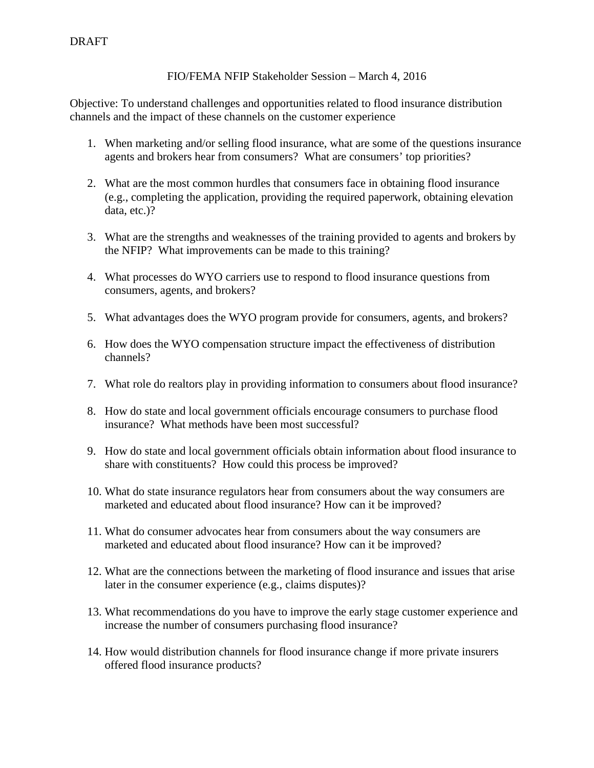DRAFT

# FIO/FEMA NFIP Stakeholder Session – March 4, 2016

Objective: To understand challenges and opportunities related to flood insurance distribution channels and the impact of these channels on the customer experience

1. When marketing and/or selling flood insurance, what are some of the questions insurance agents and brokers hear from consumers? What are consumers' top priorities?

2. What are the most common hurdles that consumers face in obtaining flood insurance (e.g., completing the application, providing the required paperwork, obtaining elevation data, etc.)?

3. What are the strengths and weaknesses of the training provided to agents and brokers by the NFIP? What improvements can be made to this training?

4. What processes do WYO carriers use to respond to flood insurance questions from consumers, agents, and brokers?

5. What advantages does the WYO program provide for consumers, agents, and brokers?

6. How does the WYO compensation structure impact the effectiveness of distribution channels?

7. What role do realtors play in providing information to consumers about flood insurance?

8. How do state and local government officials encourage consumers to purchase flood insurance? What methods have been most successful?

9. How do state and local government officials obtain information about flood insurance to share with constituents? How could this process be improved?

10. What do state insurance regulators hear from consumers about the way consumers are marketed and educated about flood insurance? How can it be improved?

11. What do consumer advocates hear from consumers about the way consumers are marketed and educated about flood insurance? How can it be improved?

12. What are the connections between the marketing of flood insurance and issues that arise later in the consumer experience (e.g., claims disputes)?

13. What recommendations do you have to improve the early stage customer experience and increase the number of consumers purchasing flood insurance?

14. How would distribution channels for flood insurance change if more private insurers offered flood insurance products?